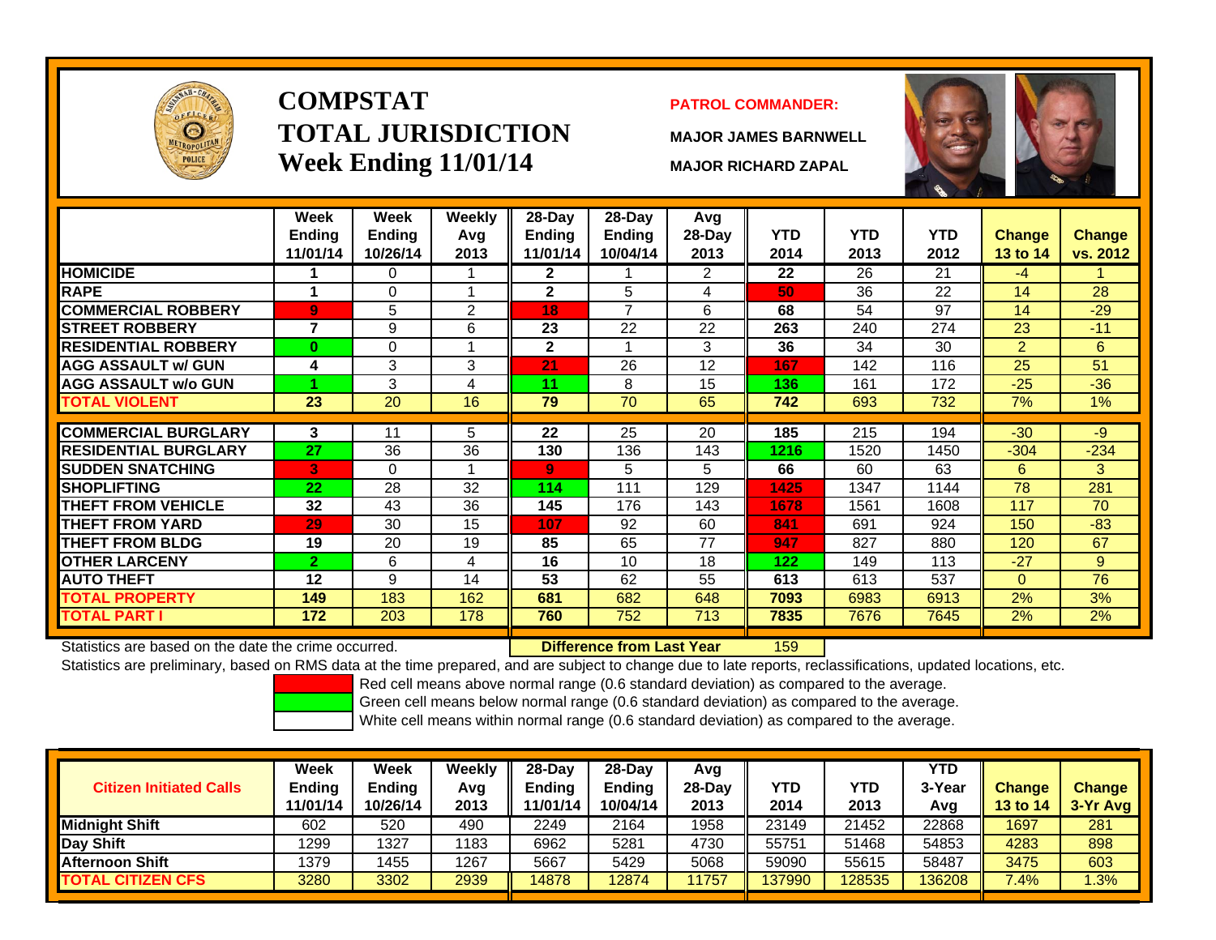# COMPSTAT
# TOTAL JURISDICTION
# Week Ending 11/01/14

**PATROL COMMANDER:**

**MAJOR JAMES BARNWELL**

**MAJOR RICHARD ZAPAL**

| | Week Ending 11/01/14 | Week Ending 10/26/14 | Weekly Avg 2013 | 28-Day Ending 11/01/14 | 28-Day Ending 10/04/14 | Avg 28-Day 2013 | YTD 2014 | YTD 2013 | YTD 2012 | Change 13 to 14 | Change vs. 2012 |
|---|---|---|---|---|---|---|---|---|---|---|---|
| HOMICIDE | 1 | 0 | 1 | 2 | 1 | 2 | 22 | 26 | 21 | -4 | 1 |
| RAPE | 1 | 0 | 1 | 2 | 5 | 4 | 50 | 36 | 22 | 14 | 28 |
| COMMERCIAL ROBBERY | 9 | 5 | 2 | 18 | 7 | 6 | 68 | 54 | 97 | 14 | -29 |
| STREET ROBBERY | 7 | 9 | 6 | 23 | 22 | 22 | 263 | 240 | 274 | 23 | -11 |
| RESIDENTIAL ROBBERY | 0 | 0 | 1 | 2 | 1 | 3 | 36 | 34 | 30 | 2 | 6 |
| AGG ASSAULT w/ GUN | 4 | 3 | 3 | 21 | 26 | 12 | 167 | 142 | 116 | 25 | 51 |
| AGG ASSAULT w/o GUN | 1 | 3 | 4 | 11 | 8 | 15 | 136 | 161 | 172 | -25 | -36 |
| TOTAL VIOLENT | 23 | 20 | 16 | 79 | 70 | 65 | 742 | 693 | 732 | 7% | 1% |
| COMMERCIAL BURGLARY | 3 | 11 | 5 | 22 | 25 | 20 | 185 | 215 | 194 | -30 | -9 |
| RESIDENTIAL BURGLARY | 27 | 36 | 36 | 130 | 136 | 143 | 1216 | 1520 | 1450 | -304 | -234 |
| SUDDEN SNATCHING | 3 | 0 | 1 | 9 | 5 | 5 | 66 | 60 | 63 | 6 | 3 |
| SHOPLIFTING | 22 | 28 | 32 | 114 | 111 | 129 | 1425 | 1347 | 1144 | 78 | 281 |
| THEFT FROM VEHICLE | 32 | 43 | 36 | 145 | 176 | 143 | 1678 | 1561 | 1608 | 117 | 70 |
| THEFT FROM YARD | 29 | 30 | 15 | 107 | 92 | 60 | 841 | 691 | 924 | 150 | -83 |
| THEFT FROM BLDG | 19 | 20 | 19 | 85 | 65 | 77 | 947 | 827 | 880 | 120 | 67 |
| OTHER LARCENY | 2 | 6 | 4 | 16 | 10 | 18 | 122 | 149 | 113 | -27 | 9 |
| AUTO THEFT | 12 | 9 | 14 | 53 | 62 | 55 | 613 | 613 | 537 | 0 | 76 |
| TOTAL PROPERTY | 149 | 183 | 162 | 681 | 682 | 648 | 7093 | 6983 | 6913 | 2% | 3% |
| TOTAL PART I | 172 | 203 | 178 | 760 | 752 | 713 | 7835 | 7676 | 7645 | 2% | 2% |

Statistics are based on the date the crime occurred. **Difference from Last Year** 159

Statistics are preliminary, based on RMS data at the time prepared, and are subject to change due to late reports, reclassifications, updated locations, etc.

Red cell means above normal range (0.6 standard deviation) as compared to the average.
Green cell means below normal range (0.6 standard deviation) as compared to the average.
White cell means within normal range (0.6 standard deviation) as compared to the average.

| Citizen Initiated Calls | Week Ending 11/01/14 | Week Ending 10/26/14 | Weekly Avg 2013 | 28-Day Ending 11/01/14 | 28-Day Ending 10/04/14 | Avg 28-Day 2013 | YTD 2014 | YTD 2013 | YTD 3-Year Avg | Change 13 to 14 | Change 3-Yr Avg |
|---|---|---|---|---|---|---|---|---|---|---|---|
| Midnight Shift | 602 | 520 | 490 | 2249 | 2164 | 1958 | 23149 | 21452 | 22868 | 1697 | 281 |
| Day Shift | 1299 | 1327 | 1183 | 6962 | 5281 | 4730 | 55751 | 51468 | 54853 | 4283 | 898 |
| Afternoon Shift | 1379 | 1455 | 1267 | 5667 | 5429 | 5068 | 59090 | 55615 | 58487 | 3475 | 603 |
| TOTAL CITIZEN CFS | 3280 | 3302 | 2939 | 14878 | 12874 | 11757 | 137990 | 128535 | 136208 | 7.4% | 1.3% |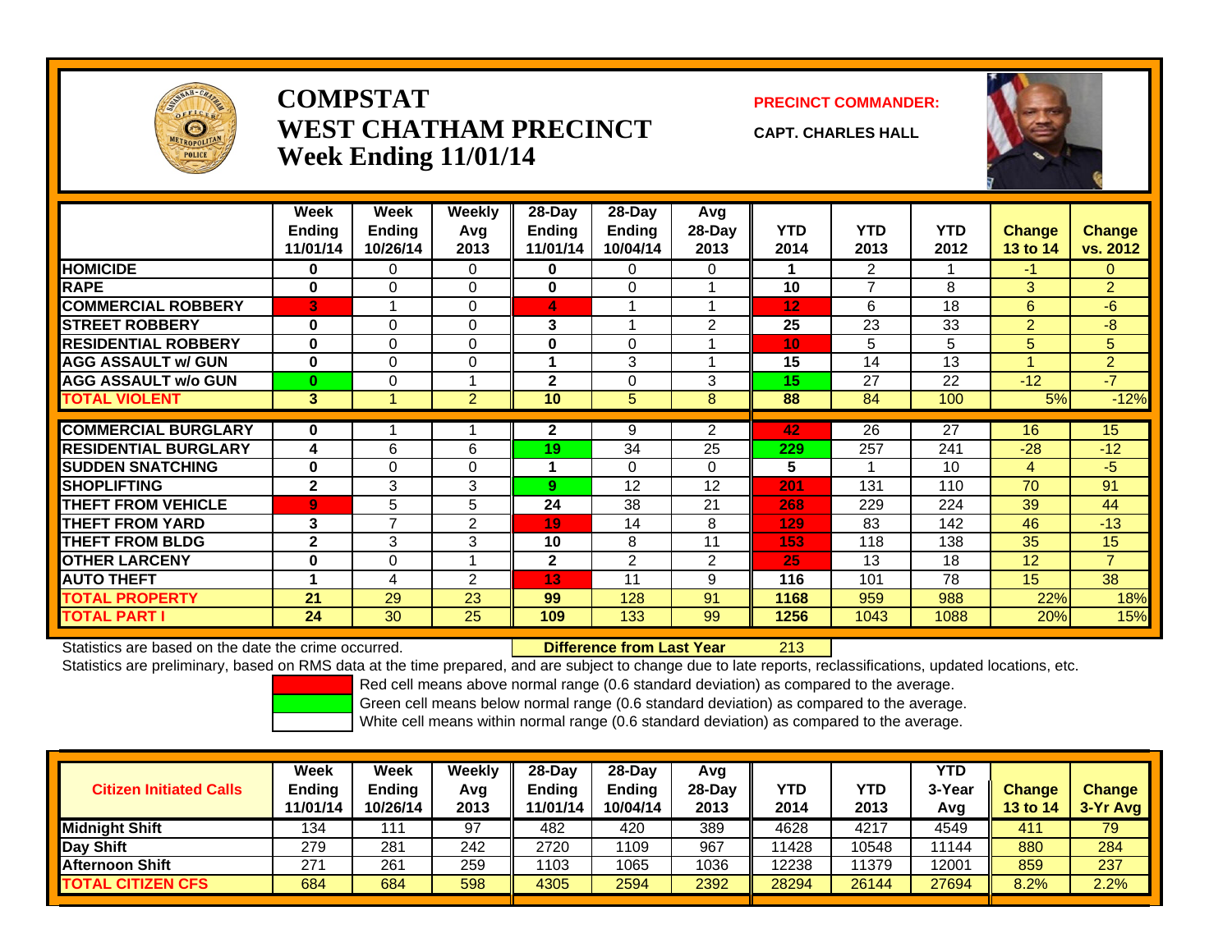# COMPSTAT
# WEST CHATHAM PRECINCT
## Week Ending 11/01/14

**PRECINCT COMMANDER:**

**CAPT. CHARLES HALL**

| | Week Ending 11/01/14 | Week Ending 10/26/14 | Weekly Avg 2013 | 28-Day Ending 11/01/14 | 28-Day Ending 10/04/14 | Avg 28-Day 2013 | YTD 2014 | YTD 2013 | YTD 2012 | Change 13 to 14 | Change vs. 2012 |
|---|---|---|---|---|---|---|---|---|---|---|---|
| HOMICIDE | 0 | 0 | 0 | 0 | 0 | 0 | 1 | 2 | 1 | -1 | 0 |
| RAPE | 0 | 0 | 0 | 0 | 0 | 1 | 10 | 7 | 8 | 3 | 2 |
| COMMERCIAL ROBBERY | 3 | 1 | 0 | 4 | 1 | 1 | 12 | 6 | 18 | 6 | -6 |
| STREET ROBBERY | 0 | 0 | 0 | 3 | 1 | 2 | 25 | 23 | 33 | 2 | -8 |
| RESIDENTIAL ROBBERY | 0 | 0 | 0 | 0 | 0 | 1 | 10 | 5 | 5 | 5 | 5 |
| AGG ASSAULT w/ GUN | 0 | 0 | 0 | 1 | 3 | 1 | 15 | 14 | 13 | 1 | 2 |
| AGG ASSAULT w/o GUN | 0 | 0 | 1 | 2 | 0 | 3 | 15 | 27 | 22 | -12 | -7 |
| TOTAL VIOLENT | 3 | 1 | 2 | 10 | 5 | 8 | 88 | 84 | 100 | 5% | -12% |
| COMMERCIAL BURGLARY | 0 | 1 | 1 | 2 | 9 | 2 | 42 | 26 | 27 | 16 | 15 |
| RESIDENTIAL BURGLARY | 4 | 6 | 6 | 19 | 34 | 25 | 229 | 257 | 241 | -28 | -12 |
| SUDDEN SNATCHING | 0 | 0 | 0 | 1 | 0 | 0 | 5 | 1 | 10 | 4 | -5 |
| SHOPLIFTING | 2 | 3 | 3 | 9 | 12 | 12 | 201 | 131 | 110 | 70 | 91 |
| THEFT FROM VEHICLE | 9 | 5 | 5 | 24 | 38 | 21 | 268 | 229 | 224 | 39 | 44 |
| THEFT FROM YARD | 3 | 7 | 2 | 19 | 14 | 8 | 129 | 83 | 142 | 46 | -13 |
| THEFT FROM BLDG | 2 | 3 | 3 | 10 | 8 | 11 | 153 | 118 | 138 | 35 | 15 |
| OTHER LARCENY | 0 | 0 | 1 | 2 | 2 | 2 | 25 | 13 | 18 | 12 | 7 |
| AUTO THEFT | 1 | 4 | 2 | 13 | 11 | 9 | 116 | 101 | 78 | 15 | 38 |
| TOTAL PROPERTY | 21 | 29 | 23 | 99 | 128 | 91 | 1168 | 959 | 988 | 22% | 18% |
| TOTAL PART I | 24 | 30 | 25 | 109 | 133 | 99 | 1256 | 1043 | 1088 | 20% | 15% |

Statistics are based on the date the crime occurred. **Difference from Last Year** 213

Statistics are preliminary, based on RMS data at the time prepared, and are subject to change due to late reports, reclassifications, updated locations, etc.

Red cell means above normal range (0.6 standard deviation) as compared to the average.
Green cell means below normal range (0.6 standard deviation) as compared to the average.
White cell means within normal range (0.6 standard deviation) as compared to the average.

| Citizen Initiated Calls | Week Ending 11/01/14 | Week Ending 10/26/14 | Weekly Avg 2013 | 28-Day Ending 11/01/14 | 28-Day Ending 10/04/14 | Avg 28-Day 2013 | YTD 2014 | YTD 2013 | YTD 3-Year Avg | Change 13 to 14 | Change 3-Yr Avg |
|---|---|---|---|---|---|---|---|---|---|---|---|
| Midnight Shift | 134 | 111 | 97 | 482 | 420 | 389 | 4628 | 4217 | 4549 | 411 | 79 |
| Day Shift | 279 | 281 | 242 | 2720 | 1109 | 967 | 11428 | 10548 | 11144 | 880 | 284 |
| Afternoon Shift | 271 | 261 | 259 | 1103 | 1065 | 1036 | 12238 | 11379 | 12001 | 859 | 237 |
| TOTAL CITIZEN CFS | 684 | 684 | 598 | 4305 | 2594 | 2392 | 28294 | 26144 | 27694 | 8.2% | 2.2% |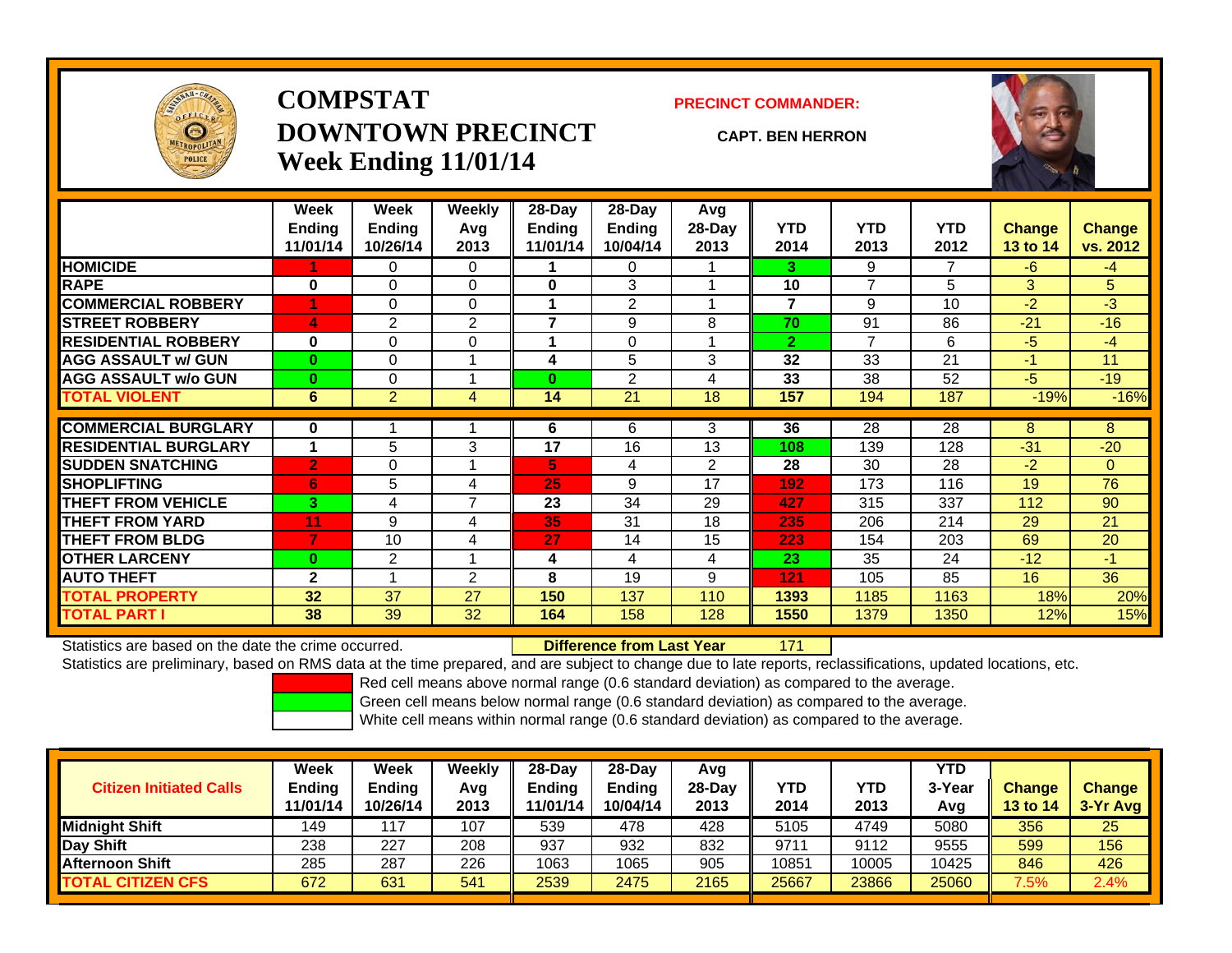# COMPSTAT
# DOWNTOWN PRECINCT
# Week Ending 11/01/14

**PRECINCT COMMANDER:**

**CAPT. BEN HERRON**

| | Week Ending 11/01/14 | Week Ending 10/26/14 | Weekly Avg 2013 | 28-Day Ending 11/01/14 | 28-Day Ending 10/04/14 | Avg 28-Day 2013 | YTD 2014 | YTD 2013 | YTD 2012 | Change 13 to 14 | Change vs. 2012 |
|---|---|---|---|---|---|---|---|---|---|---|---|
| **HOMICIDE** | 1 | 0 | 0 | 1 | 0 | 1 | 3 | 9 | 7 | -6 | -4 |
| **RAPE** | 0 | 0 | 0 | 0 | 3 | 1 | 10 | 7 | 5 | 3 | 5 |
| **COMMERCIAL ROBBERY** | 1 | 0 | 0 | 1 | 2 | 1 | 7 | 9 | 10 | -2 | -3 |
| **STREET ROBBERY** | 4 | 2 | 2 | 7 | 9 | 8 | 70 | 91 | 86 | -21 | -16 |
| **RESIDENTIAL ROBBERY** | 0 | 0 | 0 | 1 | 0 | 1 | 2 | 7 | 6 | -5 | -4 |
| **AGG ASSAULT w/ GUN** | 0 | 0 | 1 | 4 | 5 | 3 | 32 | 33 | 21 | -1 | 11 |
| **AGG ASSAULT w/o GUN** | 0 | 0 | 1 | 0 | 2 | 4 | 33 | 38 | 52 | -5 | -19 |
| **TOTAL VIOLENT** | 6 | 2 | 4 | 14 | 21 | 18 | 157 | 194 | 187 | -19% | -16% |
| **COMMERCIAL BURGLARY** | 0 | 1 | 1 | 6 | 6 | 3 | 36 | 28 | 28 | 8 | 8 |
| **RESIDENTIAL BURGLARY** | 1 | 5 | 3 | 17 | 16 | 13 | 108 | 139 | 128 | -31 | -20 |
| **SUDDEN SNATCHING** | 2 | 0 | 1 | 5 | 4 | 2 | 28 | 30 | 28 | -2 | 0 |
| **SHOPLIFTING** | 6 | 5 | 4 | 25 | 9 | 17 | 192 | 173 | 116 | 19 | 76 |
| **THEFT FROM VEHICLE** | 3 | 4 | 7 | 23 | 34 | 29 | 427 | 315 | 337 | 112 | 90 |
| **THEFT FROM YARD** | 11 | 9 | 4 | 35 | 31 | 18 | 235 | 206 | 214 | 29 | 21 |
| **THEFT FROM BLDG** | 7 | 10 | 4 | 27 | 14 | 15 | 223 | 154 | 203 | 69 | 20 |
| **OTHER LARCENY** | 0 | 2 | 1 | 4 | 4 | 4 | 23 | 35 | 24 | -12 | -1 |
| **AUTO THEFT** | 2 | 1 | 2 | 8 | 19 | 9 | 121 | 105 | 85 | 16 | 36 |
| **TOTAL PROPERTY** | 32 | 37 | 27 | 150 | 137 | 110 | 1393 | 1185 | 1163 | 18% | 20% |
| **TOTAL PART I** | 38 | 39 | 32 | 164 | 158 | 128 | 1550 | 1379 | 1350 | 12% | 15% |

Statistics are based on the date the crime occurred. **Difference from Last Year** 171

Statistics are preliminary, based on RMS data at the time prepared, and are subject to change due to late reports, reclassifications, updated locations, etc.

Red cell means above normal range (0.6 standard deviation) as compared to the average.
Green cell means below normal range (0.6 standard deviation) as compared to the average.
White cell means within normal range (0.6 standard deviation) as compared to the average.

| Citizen Initiated Calls | Week Ending 11/01/14 | Week Ending 10/26/14 | Weekly Avg 2013 | 28-Day Ending 11/01/14 | 28-Day Ending 10/04/14 | Avg 28-Day 2013 | YTD 2014 | YTD 2013 | YTD 3-Year Avg | Change 13 to 14 | Change 3-Yr Avg |
|---|---|---|---|---|---|---|---|---|---|---|---|
| **Midnight Shift** | 149 | 117 | 107 | 539 | 478 | 428 | 5105 | 4749 | 5080 | 356 | 25 |
| **Day Shift** | 238 | 227 | 208 | 937 | 932 | 832 | 9711 | 9112 | 9555 | 599 | 156 |
| **Afternoon Shift** | 285 | 287 | 226 | 1063 | 1065 | 905 | 10851 | 10005 | 10425 | 846 | 426 |
| **TOTAL CITIZEN CFS** | 672 | 631 | 541 | 2539 | 2475 | 2165 | 25667 | 23866 | 25060 | 7.5% | 2.4% |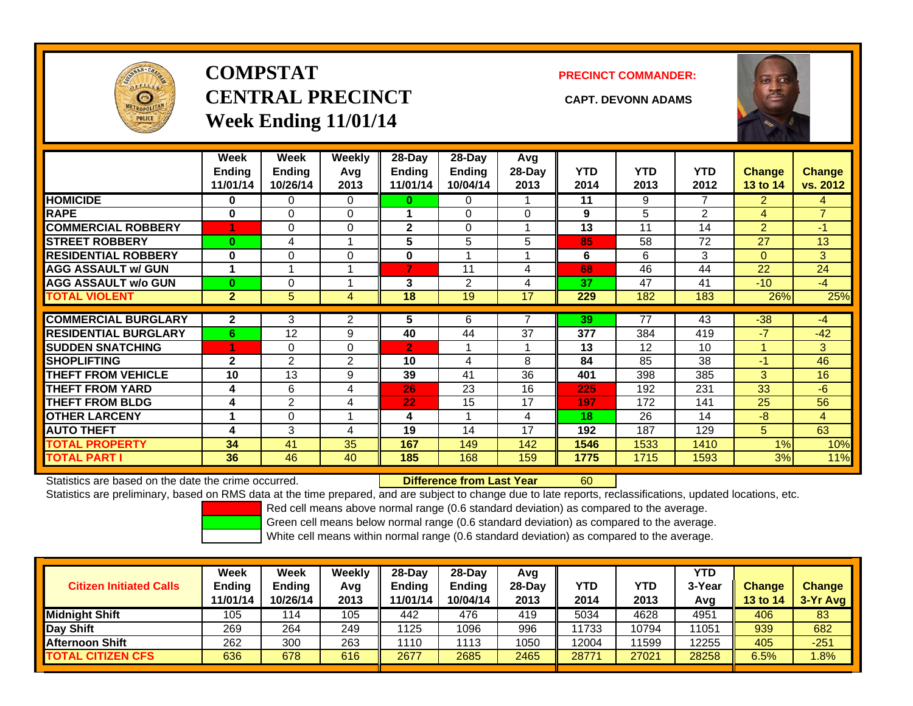# COMPSTAT
# CENTRAL PRECINCT
# Week Ending 11/01/14

**PRECINCT COMMANDER:**

**CAPT. DEVONN ADAMS**

| | Week Ending 11/01/14 | Week Ending 10/26/14 | Weekly Avg 2013 | 28-Day Ending 11/01/14 | 28-Day Ending 10/04/14 | Avg 28-Day 2013 | YTD 2014 | YTD 2013 | YTD 2012 | Change 13 to 14 | Change vs. 2012 |
|---|---|---|---|---|---|---|---|---|---|---|---|
| **HOMICIDE** | 0 | 0 | 0 | 0 | 0 | 1 | 11 | 9 | 7 | 2 | 4 |
| **RAPE** | 0 | 0 | 0 | 1 | 0 | 0 | 9 | 5 | 2 | 4 | 7 |
| **COMMERCIAL ROBBERY** | 1 | 0 | 0 | 2 | 0 | 1 | 13 | 11 | 14 | 2 | -1 |
| **STREET ROBBERY** | 0 | 4 | 1 | 5 | 5 | 5 | 85 | 58 | 72 | 27 | 13 |
| **RESIDENTIAL ROBBERY** | 0 | 0 | 0 | 0 | 1 | 1 | 6 | 6 | 3 | 0 | 3 |
| **AGG ASSAULT w/ GUN** | 1 | 1 | 1 | 7 | 11 | 4 | 68 | 46 | 44 | 22 | 24 |
| **AGG ASSAULT w/o GUN** | 0 | 0 | 1 | 3 | 2 | 4 | 37 | 47 | 41 | -10 | -4 |
| **TOTAL VIOLENT** | 2 | 5 | 4 | 18 | 19 | 17 | 229 | 182 | 183 | 26% | 25% |
| **COMMERCIAL BURGLARY** | 2 | 3 | 2 | 5 | 6 | 7 | 39 | 77 | 43 | -38 | -4 |
| **RESIDENTIAL BURGLARY** | 6 | 12 | 9 | 40 | 44 | 37 | 377 | 384 | 419 | -7 | -42 |
| **SUDDEN SNATCHING** | 1 | 0 | 0 | 2 | 1 | 1 | 13 | 12 | 10 | 1 | 3 |
| **SHOPLIFTING** | 2 | 2 | 2 | 10 | 4 | 8 | 84 | 85 | 38 | -1 | 46 |
| **THEFT FROM VEHICLE** | 10 | 13 | 9 | 39 | 41 | 36 | 401 | 398 | 385 | 3 | 16 |
| **THEFT FROM YARD** | 4 | 6 | 4 | 26 | 23 | 16 | 225 | 192 | 231 | 33 | -6 |
| **THEFT FROM BLDG** | 4 | 2 | 4 | 22 | 15 | 17 | 197 | 172 | 141 | 25 | 56 |
| **OTHER LARCENY** | 1 | 0 | 1 | 4 | 1 | 4 | 18 | 26 | 14 | -8 | 4 |
| **AUTO THEFT** | 4 | 3 | 4 | 19 | 14 | 17 | 192 | 187 | 129 | 5 | 63 |
| **TOTAL PROPERTY** | 34 | 41 | 35 | 167 | 149 | 142 | 1546 | 1533 | 1410 | 1% | 10% |
| **TOTAL PART I** | 36 | 46 | 40 | 185 | 168 | 159 | 1775 | 1715 | 1593 | 3% | 11% |

Statistics are based on the date the crime occurred. **Difference from Last Year** 60

Statistics are preliminary, based on RMS data at the time prepared, and are subject to change due to late reports, reclassifications, updated locations, etc.

Red cell means above normal range (0.6 standard deviation) as compared to the average.

Green cell means below normal range (0.6 standard deviation) as compared to the average.

White cell means within normal range (0.6 standard deviation) as compared to the average.

| Citizen Initiated Calls | Week Ending 11/01/14 | Week Ending 10/26/14 | Weekly Avg 2013 | 28-Day Ending 11/01/14 | 28-Day Ending 10/04/14 | Avg 28-Day 2013 | YTD 2014 | YTD 2013 | YTD 3-Year Avg | Change 13 to 14 | Change 3-Yr Avg |
|---|---|---|---|---|---|---|---|---|---|---|---|
| **Midnight Shift** | 105 | 114 | 105 | 442 | 476 | 419 | 5034 | 4628 | 4951 | 406 | 83 |
| **Day Shift** | 269 | 264 | 249 | 1125 | 1096 | 996 | 11733 | 10794 | 11051 | 939 | 682 |
| **Afternoon Shift** | 262 | 300 | 263 | 1110 | 1113 | 1050 | 12004 | 11599 | 12255 | 405 | -251 |
| **TOTAL CITIZEN CFS** | 636 | 678 | 616 | 2677 | 2685 | 2465 | 28771 | 27021 | 28258 | 6.5% | 1.8% |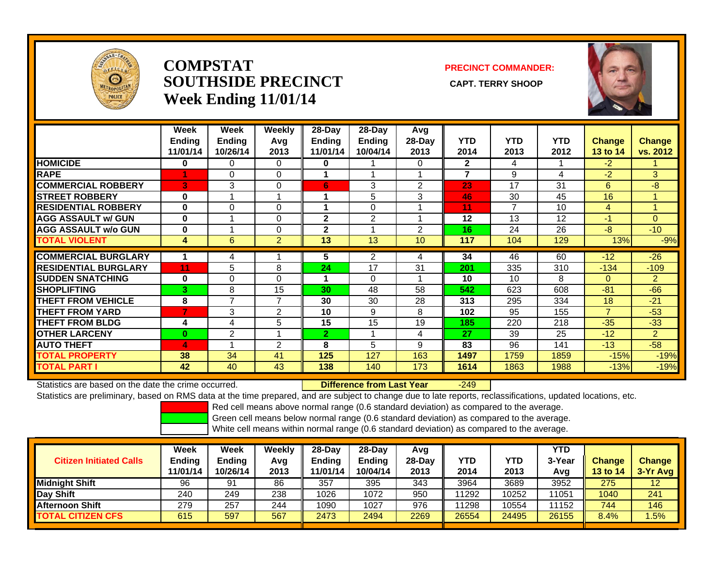# COMPSTAT SOUTHSIDE PRECINCT Week Ending 11/01/14

**PRECINCT COMMANDER:**

**CAPT. TERRY SHOOP**

| | Week Ending 11/01/14 | Week Ending 10/26/14 | Weekly Avg 2013 | 28-Day Ending 11/01/14 | 28-Day Ending 10/04/14 | Avg 28-Day 2013 | YTD 2014 | YTD 2013 | YTD 2012 | Change 13 to 14 | Change vs. 2012 |
|---|---|---|---|---|---|---|---|---|---|---|---|
| HOMICIDE | 0 | 0 | 0 | 0 | 1 | 0 | 2 | 4 | 1 | -2 | 1 |
| RAPE | 1 | 0 | 0 | 1 | 1 | 1 | 7 | 9 | 4 | -2 | 3 |
| COMMERCIAL ROBBERY | 3 | 3 | 0 | 6 | 3 | 2 | 23 | 17 | 31 | 6 | -8 |
| STREET ROBBERY | 0 | 1 | 1 | 1 | 5 | 3 | 46 | 30 | 45 | 16 | 1 |
| RESIDENTIAL ROBBERY | 0 | 0 | 0 | 1 | 0 | 1 | 11 | 7 | 10 | 4 | 1 |
| AGG ASSAULT w/ GUN | 0 | 1 | 0 | 2 | 2 | 1 | 12 | 13 | 12 | -1 | 0 |
| AGG ASSAULT w/o GUN | 0 | 1 | 0 | 2 | 1 | 2 | 16 | 24 | 26 | -8 | -10 |
| TOTAL VIOLENT | 4 | 6 | 2 | 13 | 13 | 10 | 117 | 104 | 129 | 13% | -9% |
| COMMERCIAL BURGLARY | 1 | 4 | 1 | 5 | 2 | 4 | 34 | 46 | 60 | -12 | -26 |
| RESIDENTIAL BURGLARY | 11 | 5 | 8 | 24 | 17 | 31 | 201 | 335 | 310 | -134 | -109 |
| SUDDEN SNATCHING | 0 | 0 | 0 | 1 | 0 | 1 | 10 | 10 | 8 | 0 | 2 |
| SHOPLIFTING | 3 | 8 | 15 | 30 | 48 | 58 | 542 | 623 | 608 | -81 | -66 |
| THEFT FROM VEHICLE | 8 | 7 | 7 | 30 | 30 | 28 | 313 | 295 | 334 | 18 | -21 |
| THEFT FROM YARD | 7 | 3 | 2 | 10 | 9 | 8 | 102 | 95 | 155 | 7 | -53 |
| THEFT FROM BLDG | 4 | 4 | 5 | 15 | 15 | 19 | 185 | 220 | 218 | -35 | -33 |
| OTHER LARCENY | 0 | 2 | 1 | 2 | 1 | 4 | 27 | 39 | 25 | -12 | 2 |
| AUTO THEFT | 4 | 1 | 2 | 8 | 5 | 9 | 83 | 96 | 141 | -13 | -58 |
| TOTAL PROPERTY | 38 | 34 | 41 | 125 | 127 | 163 | 1497 | 1759 | 1859 | -15% | -19% |
| TOTAL PART I | 42 | 40 | 43 | 138 | 140 | 173 | 1614 | 1863 | 1988 | -13% | -19% |

Statistics are based on the date the crime occurred. **Difference from Last Year** -249

Statistics are preliminary, based on RMS data at the time prepared, and are subject to change due to late reports, reclassifications, updated locations, etc.

Red cell means above normal range (0.6 standard deviation) as compared to the average.
Green cell means below normal range (0.6 standard deviation) as compared to the average.
White cell means within normal range (0.6 standard deviation) as compared to the average.

| Citizen Initiated Calls | Week Ending 11/01/14 | Week Ending 10/26/14 | Weekly Avg 2013 | 28-Day Ending 11/01/14 | 28-Day Ending 10/04/14 | Avg 28-Day 2013 | YTD 2014 | YTD 2013 | YTD 3-Year Avg | Change 13 to 14 | Change 3-Yr Avg |
|---|---|---|---|---|---|---|---|---|---|---|---|
| Midnight Shift | 96 | 91 | 86 | 357 | 395 | 343 | 3964 | 3689 | 3952 | 275 | 12 |
| Day Shift | 240 | 249 | 238 | 1026 | 1072 | 950 | 11292 | 10252 | 11051 | 1040 | 241 |
| Afternoon Shift | 279 | 257 | 244 | 1090 | 1027 | 976 | 11298 | 10554 | 11152 | 744 | 146 |
| TOTAL CITIZEN CFS | 615 | 597 | 567 | 2473 | 2494 | 2269 | 26554 | 24495 | 26155 | 8.4% | 1.5% |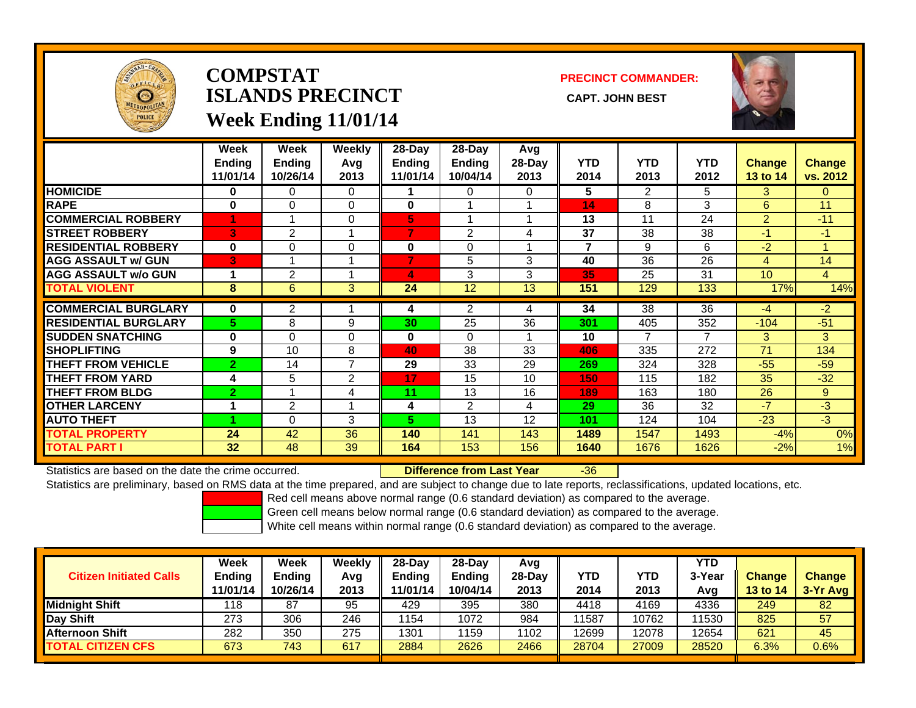# COMPSTAT
# ISLANDS PRECINCT
## Week Ending 11/01/14

**PRECINCT COMMANDER:**

**CAPT. JOHN BEST**

| | Week Ending 11/01/14 | Week Ending 10/26/14 | Weekly Avg 2013 | 28-Day Ending 11/01/14 | 28-Day Ending 10/04/14 | Avg 28-Day 2013 | YTD 2014 | YTD 2013 | YTD 2012 | Change 13 to 14 | Change vs. 2012 |
|---|---|---|---|---|---|---|---|---|---|---|---|
| HOMICIDE | 0 | 0 | 0 | 1 | 0 | 0 | 5 | 2 | 5 | 3 | 0 |
| RAPE | 0 | 0 | 0 | 0 | 1 | 1 | 14 | 8 | 3 | 6 | 11 |
| COMMERCIAL ROBBERY | 1 | 1 | 0 | 5 | 1 | 1 | 13 | 11 | 24 | 2 | -11 |
| STREET ROBBERY | 3 | 2 | 1 | 7 | 2 | 4 | 37 | 38 | 38 | -1 | -1 |
| RESIDENTIAL ROBBERY | 0 | 0 | 0 | 0 | 0 | 1 | 7 | 9 | 6 | -2 | 1 |
| AGG ASSAULT w/ GUN | 3 | 1 | 1 | 7 | 5 | 3 | 40 | 36 | 26 | 4 | 14 |
| AGG ASSAULT w/o GUN | 1 | 2 | 1 | 4 | 3 | 3 | 35 | 25 | 31 | 10 | 4 |
| TOTAL VIOLENT | 8 | 6 | 3 | 24 | 12 | 13 | 151 | 129 | 133 | 17% | 14% |
| COMMERCIAL BURGLARY | 0 | 2 | 1 | 4 | 2 | 4 | 34 | 38 | 36 | -4 | -2 |
| RESIDENTIAL BURGLARY | 5 | 8 | 9 | 30 | 25 | 36 | 301 | 405 | 352 | -104 | -51 |
| SUDDEN SNATCHING | 0 | 0 | 0 | 0 | 0 | 1 | 10 | 7 | 7 | 3 | 3 |
| SHOPLIFTING | 9 | 10 | 8 | 40 | 38 | 33 | 406 | 335 | 272 | 71 | 134 |
| THEFT FROM VEHICLE | 2 | 14 | 7 | 29 | 33 | 29 | 269 | 324 | 328 | -55 | -59 |
| THEFT FROM YARD | 4 | 5 | 2 | 17 | 15 | 10 | 150 | 115 | 182 | 35 | -32 |
| THEFT FROM BLDG | 2 | 1 | 4 | 11 | 13 | 16 | 189 | 163 | 180 | 26 | 9 |
| OTHER LARCENY | 1 | 2 | 1 | 4 | 2 | 4 | 29 | 36 | 32 | -7 | -3 |
| AUTO THEFT | 1 | 0 | 3 | 5 | 13 | 12 | 101 | 124 | 104 | -23 | -3 |
| TOTAL PROPERTY | 24 | 42 | 36 | 140 | 141 | 143 | 1489 | 1547 | 1493 | -4% | 0% |
| TOTAL PART I | 32 | 48 | 39 | 164 | 153 | 156 | 1640 | 1676 | 1626 | -2% | 1% |

Statistics are based on the date the crime occurred. **Difference from Last Year** -36

Statistics are preliminary, based on RMS data at the time prepared, and are subject to change due to late reports, reclassifications, updated locations, etc.

Red cell means above normal range (0.6 standard deviation) as compared to the average.

Green cell means below normal range (0.6 standard deviation) as compared to the average.

White cell means within normal range (0.6 standard deviation) as compared to the average.

| Citizen Initiated Calls | Week Ending 11/01/14 | Week Ending 10/26/14 | Weekly Avg 2013 | 28-Day Ending 11/01/14 | 28-Day Ending 10/04/14 | Avg 28-Day 2013 | YTD 2014 | YTD 2013 | YTD 3-Year Avg | Change 13 to 14 | Change 3-Yr Avg |
|---|---|---|---|---|---|---|---|---|---|---|---|
| Midnight Shift | 118 | 87 | 95 | 429 | 395 | 380 | 4418 | 4169 | 4336 | 249 | 82 |
| Day Shift | 273 | 306 | 246 | 1154 | 1072 | 984 | 11587 | 10762 | 11530 | 825 | 57 |
| Afternoon Shift | 282 | 350 | 275 | 1301 | 1159 | 1102 | 12699 | 12078 | 12654 | 621 | 45 |
| TOTAL CITIZEN CFS | 673 | 743 | 617 | 2884 | 2626 | 2466 | 28704 | 27009 | 28520 | 6.3% | 0.6% |